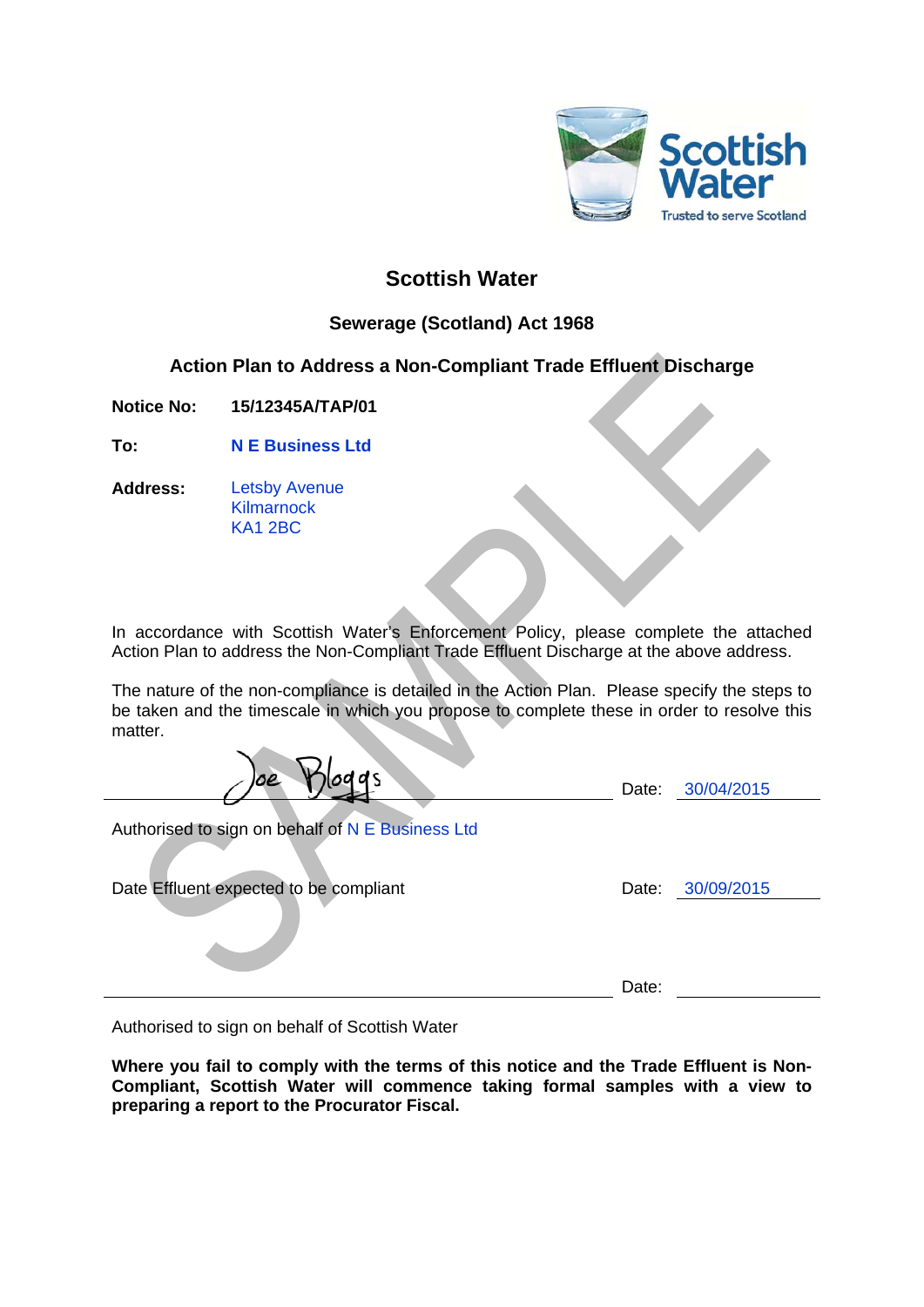Scottish Water
Trusted to serve Scotland

# Scottish Water

## Sewerage (Scotland) Act 1968

### Action Plan to Address a Non-Compliant Trade Effluent Discharge

**Notice No:** **15/12345A/TAP/01**

**To:** **N E Business Ltd**

**Address:** Letsby Avenue
Kilmarnock
KA1 2BC

In accordance with Scottish Water's Enforcement Policy, please complete the attached Action Plan to address the Non-Compliant Trade Effluent Discharge at the above address.

The nature of the non-compliance is detailed in the Action Plan. Please specify the steps to be taken and the timescale in which you propose to complete these in order to resolve this matter.

Joe Bloggs Date: 30/04/2015

Authorised to sign on behalf of N E Business Ltd

Date Effluent expected to be compliant Date: 30/09/2015

\_\_\_\_\_\_\_\_\_\_\_\_\_\_\_\_\_\_\_\_\_\_\_\_\_\_\_\_\_\_\_\_ Date: \_\_\_\_\_\_\_\_\_\_

Authorised to sign on behalf of Scottish Water

**Where you fail to comply with the terms of this notice and the Trade Effluent is Non-Compliant, Scottish Water will commence taking formal samples with a view to preparing a report to the Procurator Fiscal.**

SAMPLE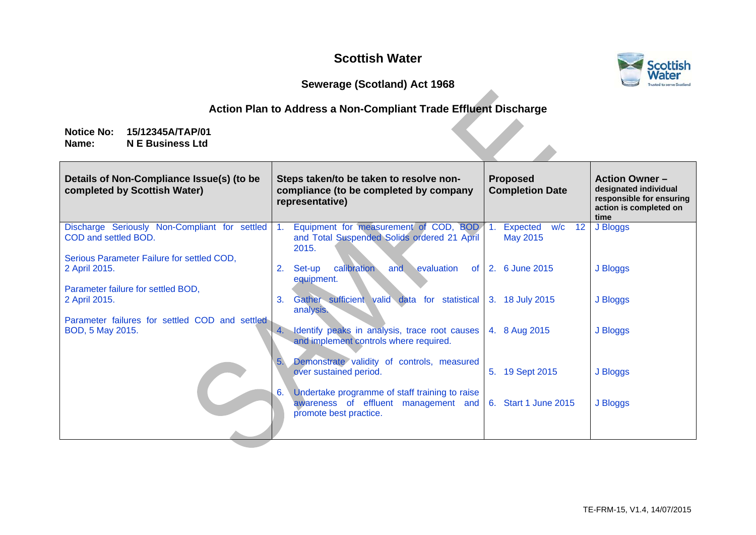# Scottish Water

## Sewerage (Scotland) Act 1968

## Action Plan to Address a Non-Compliant Trade Effluent Discharge

**Notice No:** **15/12345A/TAP/01**
**Name:** **N E Business Ltd**

| Details of Non-Compliance Issue(s) (to be completed by Scottish Water) | Steps taken/to be taken to resolve non-compliance (to be completed by company representative) | Proposed Completion Date | Action Owner – designated individual responsible for ensuring action is completed on time |
|---|---|---|---|
| Discharge Seriously Non-Compliant for settled COD and settled BOD.<br><br>Serious Parameter Failure for settled COD, 2 April 2015.<br><br>Parameter failure for settled BOD, 2 April 2015.<br><br>Parameter failures for settled COD and settled BOD, 5 May 2015. | 1. Equipment for measurement of COD, BOD and Total Suspended Solids ordered 21 April 2015. | 1. Expected w/c 12 May 2015 | J Bloggs |
| | 2. Set-up calibration and evaluation of equipment. | 2. 6 June 2015 | J Bloggs |
| | 3. Gather sufficient valid data for statistical analysis. | 3. 18 July 2015 | J Bloggs |
| | 4. Identify peaks in analysis, trace root causes and implement controls where required. | 4. 8 Aug 2015 | J Bloggs |
| | 5. Demonstrate validity of controls, measured over sustained period. | 5. 19 Sept 2015 | J Bloggs |
| | 6. Undertake programme of staff training to raise awareness of effluent management and promote best practice. | 6. Start 1 June 2015 | J Bloggs |

SAMPLE

TE-FRM-15, V1.4, 14/07/2015